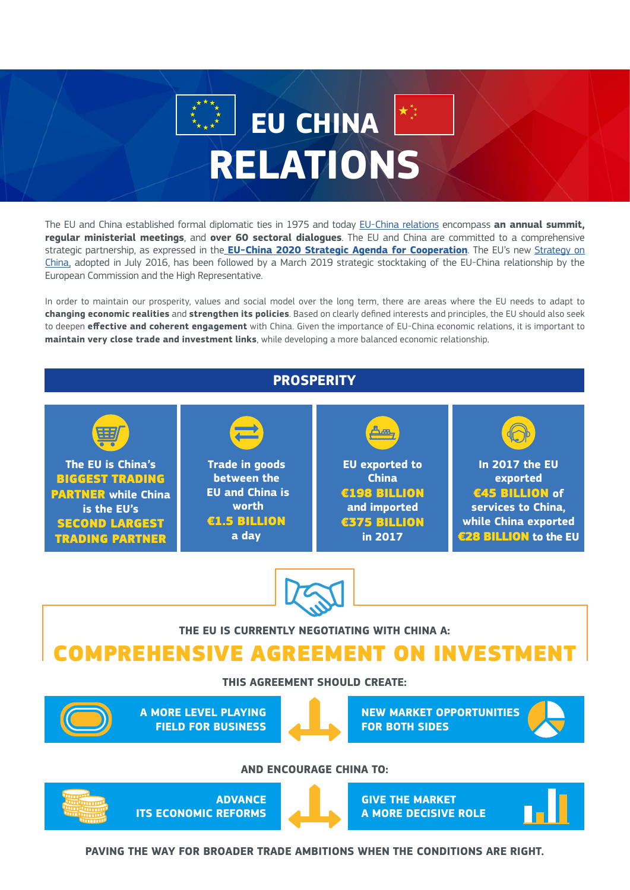# EU CHINA RELATIONS

The EU and China established formal diplomatic ties in 1975 and today EU-China relations encompass **an annual summit, regular ministerial meetings**, and **over 60 sectoral dialogues**. The EU and China are committed to a comprehensive strategic partnership, as expressed in the **EU-China 2020 Strategic Agenda for Cooperation**. The EU's new Strategy on China, adopted in July 2016, has been followed by a March 2019 strategic stocktaking of the EU-China relationship by the European Commission and the High Representative.

In order to maintain our prosperity, values and social model over the long term, there are areas where the EU needs to adapt to **changing economic realities** and **strengthen its policies**. Based on clearly defined interests and principles, the EU should also seek to deepen **effective and coherent engagement** with China. Given the importance of EU-China economic relations, it is important to **maintain very close trade and investment links**, while developing a more balanced economic relationship.

## PROSPERITY

- **The EU is China's BIGGEST TRADING PARTNER while China is the EU's SECOND LARGEST TRADING PARTNER**
- **Trade in goods between the EU and China is worth €1.5 BILLION a day**
- **EU exported to China €198 BILLION and imported €375 BILLION in 2017**
- **In 2017 the EU exported €45 BILLION of services to China, while China exported €28 BILLION to the EU**

**THE EU IS CURRENTLY NEGOTIATING WITH CHINA A:**

## COMPREHENSIVE AGREEMENT ON INVESTMENT

**THIS AGREEMENT SHOULD CREATE:**

- **A MORE LEVEL PLAYING FIELD FOR BUSINESS**
- **NEW MARKET OPPORTUNITIES FOR BOTH SIDES**

**AND ENCOURAGE CHINA TO:**

- **ADVANCE ITS ECONOMIC REFORMS**
- **GIVE THE MARKET A MORE DECISIVE ROLE**

**PAVING THE WAY FOR BROADER TRADE AMBITIONS WHEN THE CONDITIONS ARE RIGHT.**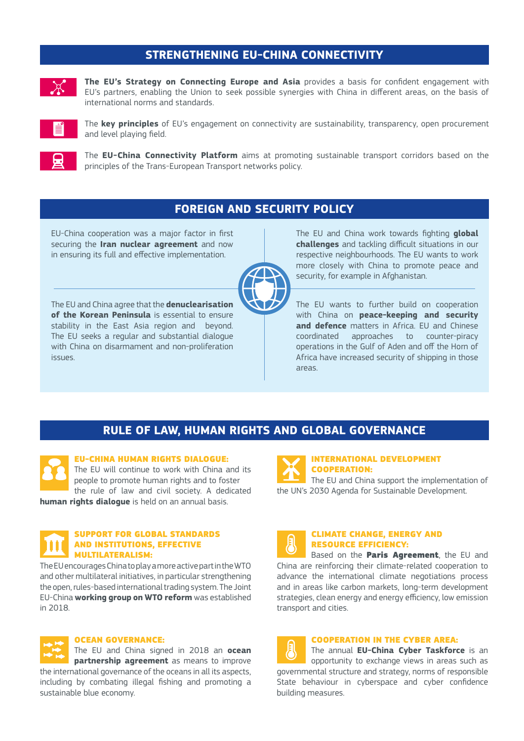## STRENGTHENING EU-CHINA CONNECTIVITY

**The EU's Strategy on Connecting Europe and Asia** provides a basis for confident engagement with EU's partners, enabling the Union to seek possible synergies with China in different areas, on the basis of international norms and standards.

The **key principles** of EU's engagement on connectivity are sustainability, transparency, open procurement and level playing field.

The **EU-China Connectivity Platform** aims at promoting sustainable transport corridors based on the principles of the Trans-European Transport networks policy.

## FOREIGN AND SECURITY POLICY

EU-China cooperation was a major factor in first securing the **Iran nuclear agreement** and now in ensuring its full and effective implementation.

The EU and China work towards fighting **global challenges** and tackling difficult situations in our respective neighbourhoods. The EU wants to work more closely with China to promote peace and security, for example in Afghanistan.

The EU and China agree that the **denuclearisation of the Korean Peninsula** is essential to ensure stability in the East Asia region and beyond. The EU seeks a regular and substantial dialogue with China on disarmament and non-proliferation issues.

The EU wants to further build on cooperation with China on **peace-keeping and security and defence** matters in Africa. EU and Chinese coordinated approaches to counter-piracy operations in the Gulf of Aden and off the Horn of Africa have increased security of shipping in those areas.

## RULE OF LAW, HUMAN RIGHTS AND GLOBAL GOVERNANCE

### EU-CHINA HUMAN RIGHTS DIALOGUE:

The EU will continue to work with China and its people to promote human rights and to foster the rule of law and civil society. A dedicated **human rights dialogue** is held on an annual basis.

### INTERNATIONAL DEVELOPMENT COOPERATION:

The EU and China support the implementation of the UN's 2030 Agenda for Sustainable Development.

### SUPPORT FOR GLOBAL STANDARDS AND INSTITUTIONS, EFFECTIVE MULTILATERALISM:

The EU encourages China to play a more active part in the WTO and other multilateral initiatives, in particular strengthening the open, rules-based international trading system. The Joint EU-China **working group on WTO reform** was established in 2018.

### CLIMATE CHANGE, ENERGY AND RESOURCE EFFICIENCY:

Based on the **Paris Agreement**, the EU and China are reinforcing their climate-related cooperation to advance the international climate negotiations process and in areas like carbon markets, long-term development strategies, clean energy and energy efficiency, low emission transport and cities.

### OCEAN GOVERNANCE:

The EU and China signed in 2018 an **ocean partnership agreement** as means to improve the international governance of the oceans in all its aspects, including by combating illegal fishing and promoting a sustainable blue economy.

### COOPERATION IN THE CYBER AREA:

The annual **EU-China Cyber Taskforce** is an opportunity to exchange views in areas such as governmental structure and strategy, norms of responsible State behaviour in cyberspace and cyber confidence building measures.